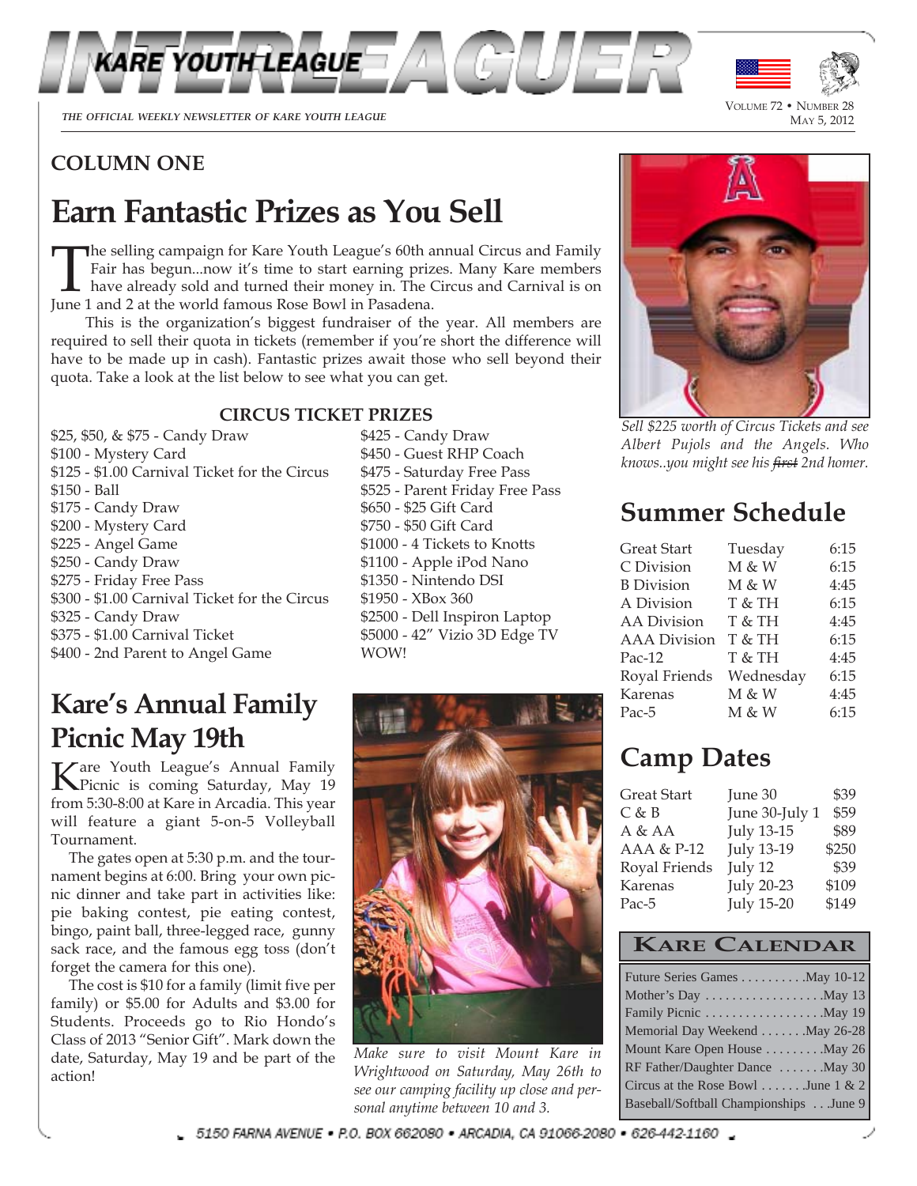# INTERLEAGUER

KARE YOUTH LEAGUE

*THE OFFICIAL WEEKLY NEWSLETTER OF KARE YOUTH LEAGUE*

VOLUME 72 • NUMBER 28
MAY 5, 2012

## COLUMN ONE

# Earn Fantastic Prizes as You Sell

The selling campaign for Kare Youth League's 60th annual Circus and Family Fair has begun...now it's time to start earning prizes. Many Kare members have already sold and turned their money in. The Circus and Carnival is on June 1 and 2 at the world famous Rose Bowl in Pasadena.

This is the organization's biggest fundraiser of the year. All members are required to sell their quota in tickets (remember if you're short the difference will have to be made up in cash). Fantastic prizes await those who sell beyond their quota. Take a look at the list below to see what you can get.

### CIRCUS TICKET PRIZES

- $25, $50, & $75 - Candy Draw
- $100 - Mystery Card
- $125 - $1.00 Carnival Ticket for the Circus
- $150 - Ball
- $175 - Candy Draw
- $200 - Mystery Card
- $225 - Angel Game
- $250 - Candy Draw
- $275 - Friday Free Pass
- $300 - $1.00 Carnival Ticket for the Circus
- $325 - Candy Draw
- $375 - $1.00 Carnival Ticket
- $400 - 2nd Parent to Angel Game
- $425 - Candy Draw
- $450 - Guest RHP Coach
- $475 - Saturday Free Pass
- $525 - Parent Friday Free Pass
- $650 - $25 Gift Card
- $750 - $50 Gift Card
- $1000 - 4 Tickets to Knotts
- $1100 - Apple iPod Nano
- $1350 - Nintendo DSI
- $1950 - XBox 360
- $2500 - Dell Inspiron Laptop
- $5000 - 42" Vizio 3D Edge TV

WOW!

*Sell $225 worth of Circus Tickets and see Albert Pujols and the Angels. Who knows..you might see his ~~first~~ 2nd homer.*

# Kare's Annual Family Picnic May 19th

Kare Youth League's Annual Family Picnic is coming Saturday, May 19 from 5:30-8:00 at Kare in Arcadia. This year will feature a giant 5-on-5 Volleyball Tournament.

The gates open at 5:30 p.m. and the tournament begins at 6:00. Bring your own picnic dinner and take part in activities like: pie baking contest, pie eating contest, bingo, paint ball, three-legged race, gunny sack race, and the famous egg toss (don't forget the camera for this one).

The cost is $10 for a family (limit five per family) or $5.00 for Adults and $3.00 for Students. Proceeds go to Rio Hondo's Class of 2013 "Senior Gift". Mark down the date, Saturday, May 19 and be part of the action!

*Make sure to visit Mount Kare in Wrightwood on Saturday, May 26th to see our camping facility up close and personal anytime between 10 and 3.*

# Summer Schedule

| | | |
|---|---|---|
| Great Start | Tuesday | 6:15 |
| C Division | M & W | 6:15 |
| B Division | M & W | 4:45 |
| A Division | T & TH | 6:15 |
| AA Division | T & TH | 4:45 |
| AAA Division | T & TH | 6:15 |
| Pac-12 | T & TH | 4:45 |
| Royal Friends | Wednesday | 6:15 |
| Karenas | M & W | 4:45 |
| Pac-5 | M & W | 6:15 |

# Camp Dates

| | | |
|---|---|---|
| Great Start | June 30 | $39 |
| C & B | June 30-July 1 | $59 |
| A & AA | July 13-15 | $89 |
| AAA & P-12 | July 13-19 | $250 |
| Royal Friends | July 12 | $39 |
| Karenas | July 20-23 | $109 |
| Pac-5 | July 15-20 | $149 |

## KARE CALENDAR

| | |
|---|---|
| Future Series Games | May 10-12 |
| Mother's Day | May 13 |
| Family Picnic | May 19 |
| Memorial Day Weekend | May 26-28 |
| Mount Kare Open House | May 26 |
| RF Father/Daughter Dance | May 30 |
| Circus at the Rose Bowl | June 1 & 2 |
| Baseball/Softball Championships | June 9 |

5150 FARNA AVENUE • P.O. BOX 662080 • ARCADIA, CA 91066-2080 • 626-442-1160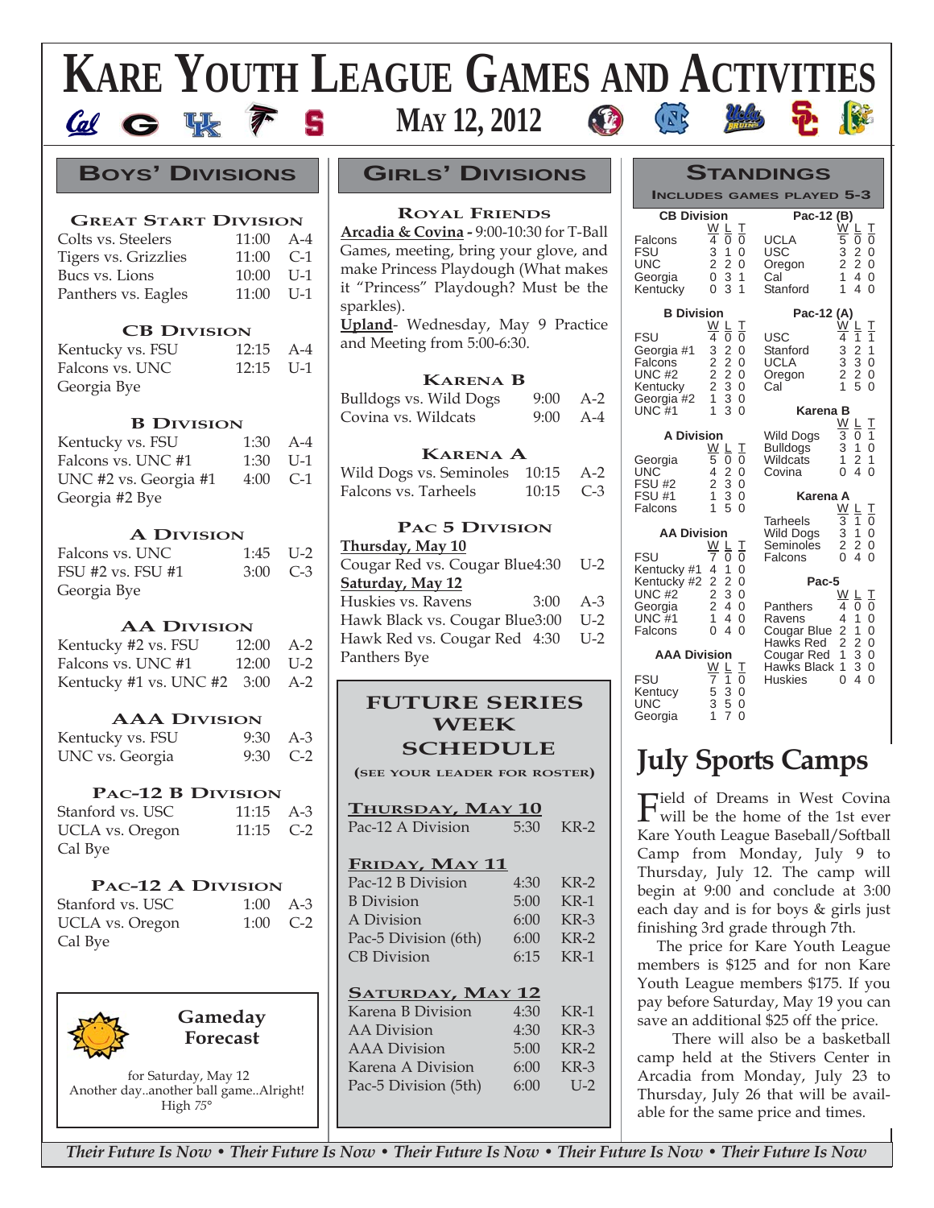# Kare Youth League Games and Activities

## May 12, 2012

## Boys' Divisions

### Great Start Division

| | | |
|---|---|---|
| Colts vs. Steelers | 11:00 | A-4 |
| Tigers vs. Grizzlies | 11:00 | C-1 |
| Bucs vs. Lions | 10:00 | U-1 |
| Panthers vs. Eagles | 11:00 | U-1 |

### CB Division

| | | |
|---|---|---|
| Kentucky vs. FSU | 12:15 | A-4 |
| Falcons vs. UNC | 12:15 | U-1 |
| Georgia Bye | | |

### B Division

| | | |
|---|---|---|
| Kentucky vs. FSU | 1:30 | A-4 |
| Falcons vs. UNC #1 | 1:30 | U-1 |
| UNC #2 vs. Georgia #1 | 4:00 | C-1 |
| Georgia #2 Bye | | |

### A Division

| | | |
|---|---|---|
| Falcons vs. UNC | 1:45 | U-2 |
| FSU #2 vs. FSU #1 | 3:00 | C-3 |
| Georgia Bye | | |

### AA Division

| | | |
|---|---|---|
| Kentucky #2 vs. FSU | 12:00 | A-2 |
| Falcons vs. UNC #1 | 12:00 | U-2 |
| Kentucky #1 vs. UNC #2 | 3:00 | A-2 |

### AAA Division

| | | |
|---|---|---|
| Kentucky vs. FSU | 9:30 | A-3 |
| UNC vs. Georgia | 9:30 | C-2 |

### Pac-12 B Division

| | | |
|---|---|---|
| Stanford vs. USC | 11:15 | A-3 |
| UCLA vs. Oregon | 11:15 | C-2 |
| Cal Bye | | |

### Pac-12 A Division

| | | |
|---|---|---|
| Stanford vs. USC | 1:00 | A-3 |
| UCLA vs. Oregon | 1:00 | C-2 |
| Cal Bye | | |

**Gameday Forecast**

for Saturday, May 12
Another day..another ball game..Alright!
High 75°

## Girls' Divisions

### Royal Friends

**Arcadia & Covina -** 9:00-10:30 for T-Ball Games, meeting, bring your glove, and make Princess Playdough (What makes it "Princess" Playdough? Must be the sparkles).

**Upland**- Wednesday, May 9 Practice and Meeting from 5:00-6:30.

### Karena B

| | | |
|---|---|---|
| Bulldogs vs. Wild Dogs | 9:00 | A-2 |
| Covina vs. Wildcats | 9:00 | A-4 |

### Karena A

| | | |
|---|---|---|
| Wild Dogs vs. Seminoles | 10:15 | A-2 |
| Falcons vs. Tarheels | 10:15 | C-3 |

### Pac 5 Division

| | | |
|---|---|---|
| **Thursday, May 10** | | |
| Cougar Red vs. Cougar Blue | 4:30 | U-2 |
| **Saturday, May 12** | | |
| Huskies vs. Ravens | 3:00 | A-3 |
| Hawk Black vs. Cougar Blue | 3:00 | U-2 |
| Hawk Red vs. Cougar Red | 4:30 | U-2 |
| Panthers Bye | | |

## Future Series Week Schedule

(See your leader for roster)

### Thursday, May 10

| | | |
|---|---|---|
| Pac-12 A Division | 5:30 | KR-2 |

### Friday, May 11

| | | |
|---|---|---|
| Pac-12 B Division | 4:30 | KR-2 |
| B Division | 5:00 | KR-1 |
| A Division | 6:00 | KR-3 |
| Pac-5 Division (6th) | 6:00 | KR-2 |
| CB Division | 6:15 | KR-1 |

### Saturday, May 12

| | | |
|---|---|---|
| Karena B Division | 4:30 | KR-1 |
| AA Division | 4:30 | KR-3 |
| AAA Division | 5:00 | KR-2 |
| Karena A Division | 6:00 | KR-3 |
| Pac-5 Division (5th) | 6:00 | U-2 |

## Standings

Includes games played 5-3

**CB Division**

| | W | L | T |
|---|---|---|---|
| Falcons | 4 | 0 | 0 |
| FSU | 3 | 1 | 0 |
| UNC | 2 | 2 | 0 |
| Georgia | 0 | 3 | 1 |
| Kentucky | 0 | 3 | 1 |

**B Division**

| | W | L | T |
|---|---|---|---|
| FSU | 4 | 0 | 0 |
| Georgia #1 | 3 | 2 | 0 |
| Falcons | 2 | 2 | 0 |
| UNC #2 | 2 | 2 | 0 |
| Kentucky | 2 | 3 | 0 |
| Georgia #2 | 1 | 3 | 0 |
| UNC #1 | 1 | 3 | 0 |

**A Division**

| | W | L | T |
|---|---|---|---|
| Georgia | 5 | 0 | 0 |
| UNC | 4 | 2 | 0 |
| FSU #2 | 2 | 3 | 0 |
| FSU #1 | 1 | 3 | 0 |
| Falcons | 1 | 5 | 0 |

**AA Division**

| | W | L | T |
|---|---|---|---|
| FSU | 7 | 0 | 0 |
| Kentucky #1 | 4 | 1 | 0 |
| Kentucky #2 | 2 | 2 | 0 |
| UNC #2 | 2 | 3 | 0 |
| Georgia | 2 | 4 | 0 |
| UNC #1 | 1 | 4 | 0 |
| Falcons | 0 | 4 | 0 |

**AAA Division**

| | W | L | T |
|---|---|---|---|
| FSU | 7 | 1 | 0 |
| Kentucy | 5 | 3 | 0 |
| UNC | 3 | 5 | 0 |
| Georgia | 1 | 7 | 0 |

**Pac-12 (B)**

| | W | L | T |
|---|---|---|---|
| UCLA | 5 | 0 | 0 |
| USC | 3 | 2 | 0 |
| Oregon | 2 | 2 | 0 |
| Cal | 1 | 4 | 0 |
| Stanford | 1 | 4 | 0 |

**Pac-12 (A)**

| | W | L | T |
|---|---|---|---|
| USC | 4 | 1 | 1 |
| Stanford | 3 | 2 | 1 |
| UCLA | 3 | 3 | 0 |
| Oregon | 2 | 2 | 0 |
| Cal | 1 | 5 | 0 |

**Karena B**

| | W | L | T |
|---|---|---|---|
| Wild Dogs | 3 | 0 | 1 |
| Bulldogs | 3 | 1 | 0 |
| Wildcats | 1 | 2 | 1 |
| Covina | 0 | 4 | 0 |

**Karena A**

| | W | L | T |
|---|---|---|---|
| Tarheels | 3 | 1 | 0 |
| Wild Dogs | 3 | 1 | 0 |
| Seminoles | 2 | 2 | 0 |
| Falcons | 0 | 4 | 0 |

**Pac-5**

| | W | L | T |
|---|---|---|---|
| Panthers | 4 | 0 | 0 |
| Ravens | 4 | 1 | 0 |
| Cougar Blue | 2 | 1 | 0 |
| Hawks Red | 2 | 2 | 0 |
| Cougar Red | 1 | 3 | 0 |
| Hawks Black | 1 | 3 | 0 |
| Huskies | 0 | 4 | 0 |

## July Sports Camps

Field of Dreams in West Covina will be the home of the 1st ever Kare Youth League Baseball/Softball Camp from Monday, July 9 to Thursday, July 12. The camp will begin at 9:00 and conclude at 3:00 each day and is for boys & girls just finishing 3rd grade through 7th.

The price for Kare Youth League members is $125 and for non Kare Youth League members $175. If you pay before Saturday, May 19 you can save an additional $25 off the price.

There will also be a basketball camp held at the Stivers Center in Arcadia from Monday, July 23 to Thursday, July 26 that will be available for the same price and times.

*Their Future Is Now • Their Future Is Now • Their Future Is Now • Their Future Is Now • Their Future Is Now*